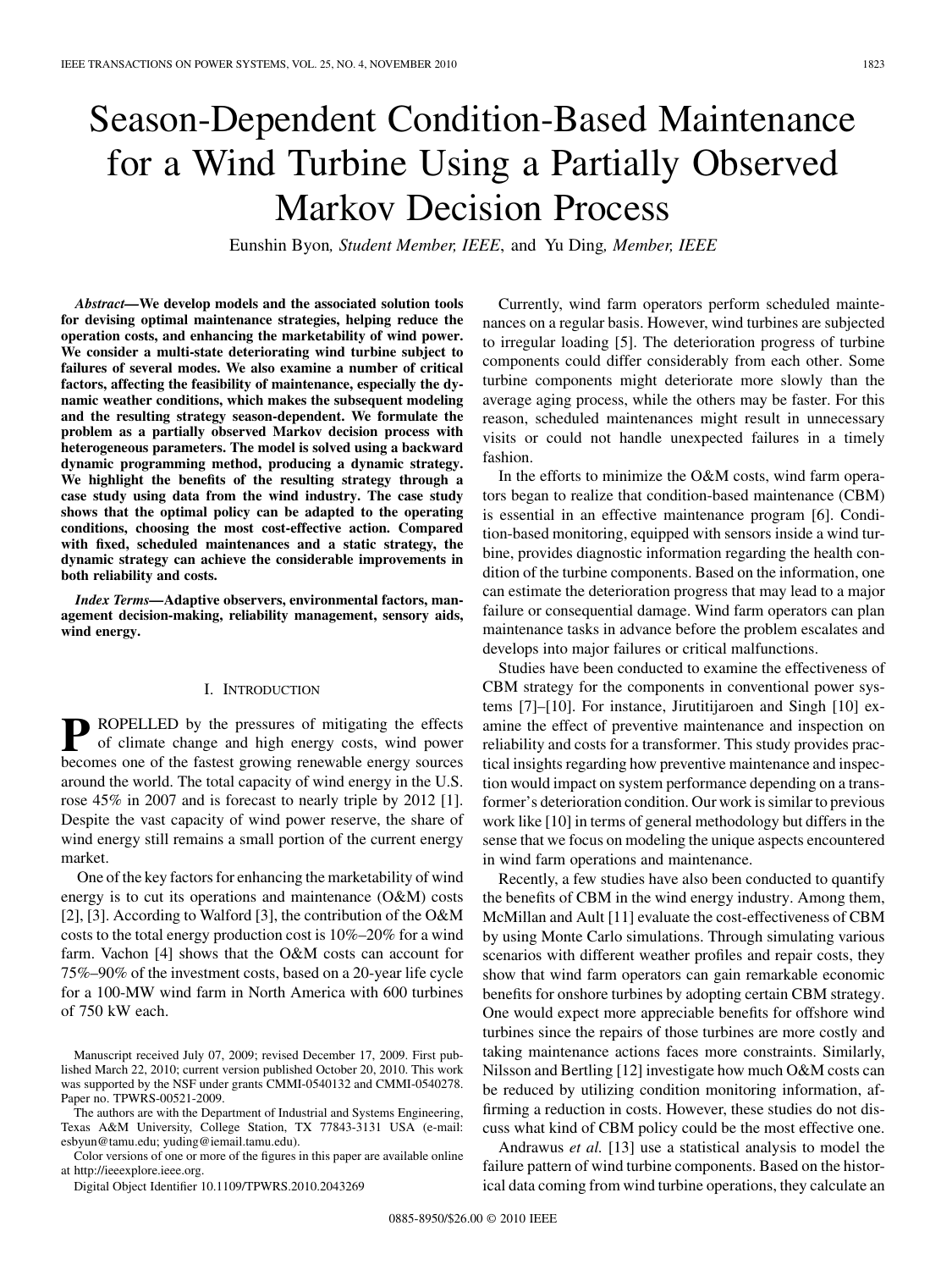# Season-Dependent Condition-Based Maintenance for a Wind Turbine Using a Partially Observed Markov Decision Process

Eunshin Byon, *Student Member, IEEE*, and Yu Ding, *Member, IEEE*

***Abstract*—We develop models and the associated solution tools for devising optimal maintenance strategies, helping reduce the operation costs, and enhancing the marketability of wind power. We consider a multi-state deteriorating wind turbine subject to failures of several modes. We also examine a number of critical factors, affecting the feasibility of maintenance, especially the dynamic weather conditions, which makes the subsequent modeling and the resulting strategy season-dependent. We formulate the problem as a partially observed Markov decision process with heterogeneous parameters. The model is solved using a backward dynamic programming method, producing a dynamic strategy. We highlight the benefits of the resulting strategy through a case study using data from the wind industry. The case study shows that the optimal policy can be adapted to the operating conditions, choosing the most cost-effective action. Compared with fixed, scheduled maintenances and a static strategy, the dynamic strategy can achieve the considerable improvements in both reliability and costs.**

***Index Terms*—Adaptive observers, environmental factors, management decision-making, reliability management, sensory aids, wind energy.**

## I. INTRODUCTION

PROPELLED by the pressures of mitigating the effects of climate change and high energy costs, wind power becomes one of the fastest growing renewable energy sources around the world. The total capacity of wind energy in the U.S. rose 45% in 2007 and is forecast to nearly triple by 2012 [1]. Despite the vast capacity of wind power reserve, the share of wind energy still remains a small portion of the current energy market.

One of the key factors for enhancing the marketability of wind energy is to cut its operations and maintenance (O&M) costs [2], [3]. According to Walford [3], the contribution of the O&M costs to the total energy production cost is 10%–20% for a wind farm. Vachon [4] shows that the O&M costs can account for 75%–90% of the investment costs, based on a 20-year life cycle for a 100-MW wind farm in North America with 600 turbines of 750 kW each.

Manuscript received July 07, 2009; revised December 17, 2009. First published March 22, 2010; current version published October 20, 2010. This work was supported by the NSF under grants CMMI-0540132 and CMMI-0540278. Paper no. TPWRS-00521-2009.

The authors are with the Department of Industrial and Systems Engineering, Texas A&M University, College Station, TX 77843-3131 USA (e-mail: esbyun@tamu.edu; yuding@iemail.tamu.edu).

Color versions of one or more of the figures in this paper are available online at http://ieeexplore.ieee.org.

Digital Object Identifier 10.1109/TPWRS.2010.2043269

Currently, wind farm operators perform scheduled maintenances on a regular basis. However, wind turbines are subjected to irregular loading [5]. The deterioration progress of turbine components could differ considerably from each other. Some turbine components might deteriorate more slowly than the average aging process, while the others may be faster. For this reason, scheduled maintenances might result in unnecessary visits or could not handle unexpected failures in a timely fashion.

In the efforts to minimize the O&M costs, wind farm operators began to realize that condition-based maintenance (CBM) is essential in an effective maintenance program [6]. Condition-based monitoring, equipped with sensors inside a wind turbine, provides diagnostic information regarding the health condition of the turbine components. Based on the information, one can estimate the deterioration progress that may lead to a major failure or consequential damage. Wind farm operators can plan maintenance tasks in advance before the problem escalates and develops into major failures or critical malfunctions.

Studies have been conducted to examine the effectiveness of CBM strategy for the components in conventional power systems [7]–[10]. For instance, Jirutitijaroen and Singh [10] examine the effect of preventive maintenance and inspection on reliability and costs for a transformer. This study provides practical insights regarding how preventive maintenance and inspection would impact on system performance depending on a transformer's deterioration condition. Our work is similar to previous work like [10] in terms of general methodology but differs in the sense that we focus on modeling the unique aspects encountered in wind farm operations and maintenance.

Recently, a few studies have also been conducted to quantify the benefits of CBM in the wind energy industry. Among them, McMillan and Ault [11] evaluate the cost-effectiveness of CBM by using Monte Carlo simulations. Through simulating various scenarios with different weather profiles and repair costs, they show that wind farm operators can gain remarkable economic benefits for onshore turbines by adopting certain CBM strategy. One would expect more appreciable benefits for offshore wind turbines since the repairs of those turbines are more costly and taking maintenance actions faces more constraints. Similarly, Nilsson and Bertling [12] investigate how much O&M costs can be reduced by utilizing condition monitoring information, affirming a reduction in costs. However, these studies do not discuss what kind of CBM policy could be the most effective one.

Andrawus *et al.* [13] use a statistical analysis to model the failure pattern of wind turbine components. Based on the historical data coming from wind turbine operations, they calculate an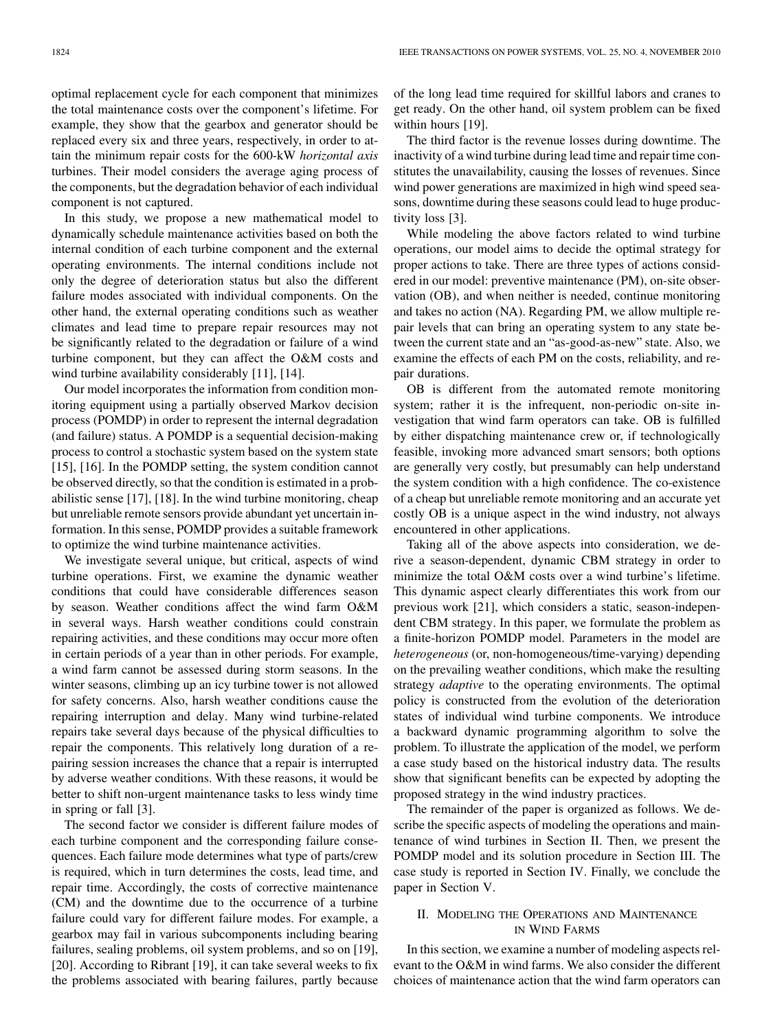optimal replacement cycle for each component that minimizes the total maintenance costs over the component's lifetime. For example, they show that the gearbox and generator should be replaced every six and three years, respectively, in order to attain the minimum repair costs for the 600-kW *horizontal axis* turbines. Their model considers the average aging process of the components, but the degradation behavior of each individual component is not captured.

In this study, we propose a new mathematical model to dynamically schedule maintenance activities based on both the internal condition of each turbine component and the external operating environments. The internal conditions include not only the degree of deterioration status but also the different failure modes associated with individual components. On the other hand, the external operating conditions such as weather climates and lead time to prepare repair resources may not be significantly related to the degradation or failure of a wind turbine component, but they can affect the O&M costs and wind turbine availability considerably [11], [14].

Our model incorporates the information from condition monitoring equipment using a partially observed Markov decision process (POMDP) in order to represent the internal degradation (and failure) status. A POMDP is a sequential decision-making process to control a stochastic system based on the system state [15], [16]. In the POMDP setting, the system condition cannot be observed directly, so that the condition is estimated in a probabilistic sense [17], [18]. In the wind turbine monitoring, cheap but unreliable remote sensors provide abundant yet uncertain information. In this sense, POMDP provides a suitable framework to optimize the wind turbine maintenance activities.

We investigate several unique, but critical, aspects of wind turbine operations. First, we examine the dynamic weather conditions that could have considerable differences season by season. Weather conditions affect the wind farm O&M in several ways. Harsh weather conditions could constrain repairing activities, and these conditions may occur more often in certain periods of a year than in other periods. For example, a wind farm cannot be assessed during storm seasons. In the winter seasons, climbing up an icy turbine tower is not allowed for safety concerns. Also, harsh weather conditions cause the repairing interruption and delay. Many wind turbine-related repairs take several days because of the physical difficulties to repair the components. This relatively long duration of a repairing session increases the chance that a repair is interrupted by adverse weather conditions. With these reasons, it would be better to shift non-urgent maintenance tasks to less windy time in spring or fall [3].

The second factor we consider is different failure modes of each turbine component and the corresponding failure consequences. Each failure mode determines what type of parts/crew is required, which in turn determines the costs, lead time, and repair time. Accordingly, the costs of corrective maintenance (CM) and the downtime due to the occurrence of a turbine failure could vary for different failure modes. For example, a gearbox may fail in various subcomponents including bearing failures, sealing problems, oil system problems, and so on [19], [20]. According to Ribrant [19], it can take several weeks to fix the problems associated with bearing failures, partly because of the long lead time required for skillful labors and cranes to get ready. On the other hand, oil system problem can be fixed within hours [19].

The third factor is the revenue losses during downtime. The inactivity of a wind turbine during lead time and repair time constitutes the unavailability, causing the losses of revenues. Since wind power generations are maximized in high wind speed seasons, downtime during these seasons could lead to huge productivity loss [3].

While modeling the above factors related to wind turbine operations, our model aims to decide the optimal strategy for proper actions to take. There are three types of actions considered in our model: preventive maintenance (PM), on-site observation (OB), and when neither is needed, continue monitoring and takes no action (NA). Regarding PM, we allow multiple repair levels that can bring an operating system to any state between the current state and an "as-good-as-new" state. Also, we examine the effects of each PM on the costs, reliability, and repair durations.

OB is different from the automated remote monitoring system; rather it is the infrequent, non-periodic on-site investigation that wind farm operators can take. OB is fulfilled by either dispatching maintenance crew or, if technologically feasible, invoking more advanced smart sensors; both options are generally very costly, but presumably can help understand the system condition with a high confidence. The co-existence of a cheap but unreliable remote monitoring and an accurate yet costly OB is a unique aspect in the wind industry, not always encountered in other applications.

Taking all of the above aspects into consideration, we derive a season-dependent, dynamic CBM strategy in order to minimize the total O&M costs over a wind turbine's lifetime. This dynamic aspect clearly differentiates this work from our previous work [21], which considers a static, season-independent CBM strategy. In this paper, we formulate the problem as a finite-horizon POMDP model. Parameters in the model are *heterogeneous* (or, non-homogeneous/time-varying) depending on the prevailing weather conditions, which make the resulting strategy *adaptive* to the operating environments. The optimal policy is constructed from the evolution of the deterioration states of individual wind turbine components. We introduce a backward dynamic programming algorithm to solve the problem. To illustrate the application of the model, we perform a case study based on the historical industry data. The results show that significant benefits can be expected by adopting the proposed strategy in the wind industry practices.

The remainder of the paper is organized as follows. We describe the specific aspects of modeling the operations and maintenance of wind turbines in Section II. Then, we present the POMDP model and its solution procedure in Section III. The case study is reported in Section IV. Finally, we conclude the paper in Section V.

## II. Modeling the Operations and Maintenance in Wind Farms

In this section, we examine a number of modeling aspects relevant to the O&M in wind farms. We also consider the different choices of maintenance action that the wind farm operators can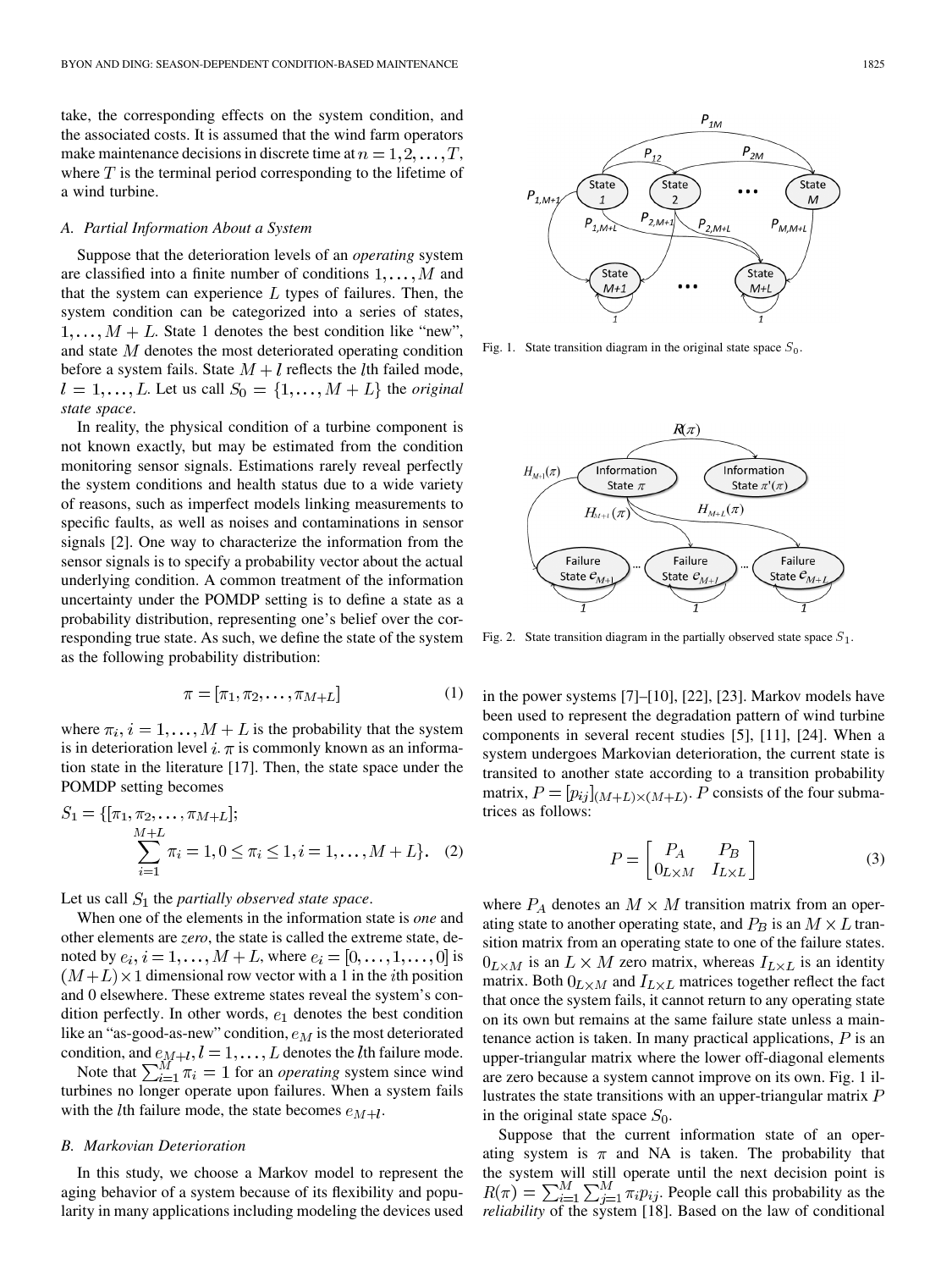take, the corresponding effects on the system condition, and the associated costs. It is assumed that the wind farm operators make maintenance decisions in discrete time at $n = 1, 2, \ldots, T$, where $T$ is the terminal period corresponding to the lifetime of a wind turbine.

### A. Partial Information About a System

Suppose that the deterioration levels of an *operating* system are classified into a finite number of conditions $1, \ldots, M$ and that the system can experience $L$ types of failures. Then, the system condition can be categorized into a series of states, $1, \ldots, M+L$. State 1 denotes the best condition like "new", and state $M$ denotes the most deteriorated operating condition before a system fails. State $M+l$ reflects the $l$th failed mode, $l = 1, \ldots, L$. Let us call $S_0 = \{1, \ldots, M+L\}$ the *original state space*.

In reality, the physical condition of a turbine component is not known exactly, but may be estimated from the condition monitoring sensor signals. Estimations rarely reveal perfectly the system conditions and health status due to a wide variety of reasons, such as imperfect models linking measurements to specific faults, as well as noises and contaminations in sensor signals [2]. One way to characterize the information from the sensor signals is to specify a probability vector about the actual underlying condition. A common treatment of the information uncertainty under the POMDP setting is to define a state as a probability distribution, representing one's belief over the corresponding true state. As such, we define the state of the system as the following probability distribution:

$$\pi = [\pi_1, \pi_2, \ldots, \pi_{M+L}] \tag{1}$$

where $\pi_i, i = 1, \ldots, M+L$ is the probability that the system is in deterioration level $i$. $\pi$ is commonly known as an information state in the literature [17]. Then, the state space under the POMDP setting becomes

$$S_1 = \{[\pi_1, \pi_2, \ldots, \pi_{M+L}]; \sum_{i=1}^{M+L} \pi_i = 1, 0 \le \pi_i \le 1, i = 1, \ldots, M+L\}. \tag{2}$$

Let us call $S_1$ the *partially observed state space*.

When one of the elements in the information state is *one* and other elements are *zero*, the state is called the extreme state, denoted by $e_i, i = 1, \ldots, M+L$, where $e_i = [0, \ldots, 1, \ldots, 0]$ is $(M+L) \times 1$ dimensional row vector with a 1 in the $i$th position and 0 elsewhere. These extreme states reveal the system's condition perfectly. In other words, $e_1$ denotes the best condition like an "as-good-as-new" condition, $e_M$ is the most deteriorated condition, and $e_{M+l}, l = 1, \ldots, L$ denotes the $l$th failure mode.

Note that $\sum_{i=1}^{M} \pi_i = 1$ for an *operating* system since wind turbines no longer operate upon failures. When a system fails with the $l$th failure mode, the state becomes $e_{M+l}$.

### B. Markovian Deterioration

In this study, we choose a Markov model to represent the aging behavior of a system because of its flexibility and popularity in many applications including modeling the devices used in the power systems [7]–[10], [22], [23]. Markov models have been used to represent the degradation pattern of wind turbine components in several recent studies [5], [11], [24]. When a system undergoes Markovian deterioration, the current state is transited to another state according to a transition probability matrix, $P = [p_{ij}]_{(M+L)\times(M+L)}$. $P$ consists of the four submatrices as follows:

$$P = \begin{bmatrix} P_A & P_B \\ 0_{L\times M} & I_{L\times L} \end{bmatrix} \tag{3}$$

where $P_A$ denotes an $M \times M$ transition matrix from an operating state to another operating state, and $P_B$ is an $M \times L$ transition matrix from an operating state to one of the failure states. $0_{L\times M}$ is an $L \times M$ zero matrix, whereas $I_{L\times L}$ is an identity matrix. Both $0_{L\times M}$ and $I_{L\times L}$ matrices together reflect the fact that once the system fails, it cannot return to any operating state on its own but remains at the same failure state unless a maintenance action is taken. In many practical applications, $P$ is an upper-triangular matrix where the lower off-diagonal elements are zero because a system cannot improve on its own. Fig. 1 illustrates the state transitions with an upper-triangular matrix $P$ in the original state space $S_0$.

Fig. 1. State transition diagram in the original state space $S_0$.

Fig. 2. State transition diagram in the partially observed state space $S_1$.

Suppose that the current information state of an operating system is $\pi$ and NA is taken. The probability that the system will still operate until the next decision point is $R(\pi) = \sum_{i=1}^{M} \sum_{j=1}^{M} \pi_i p_{ij}$. People call this probability as the *reliability* of the system [18]. Based on the law of conditional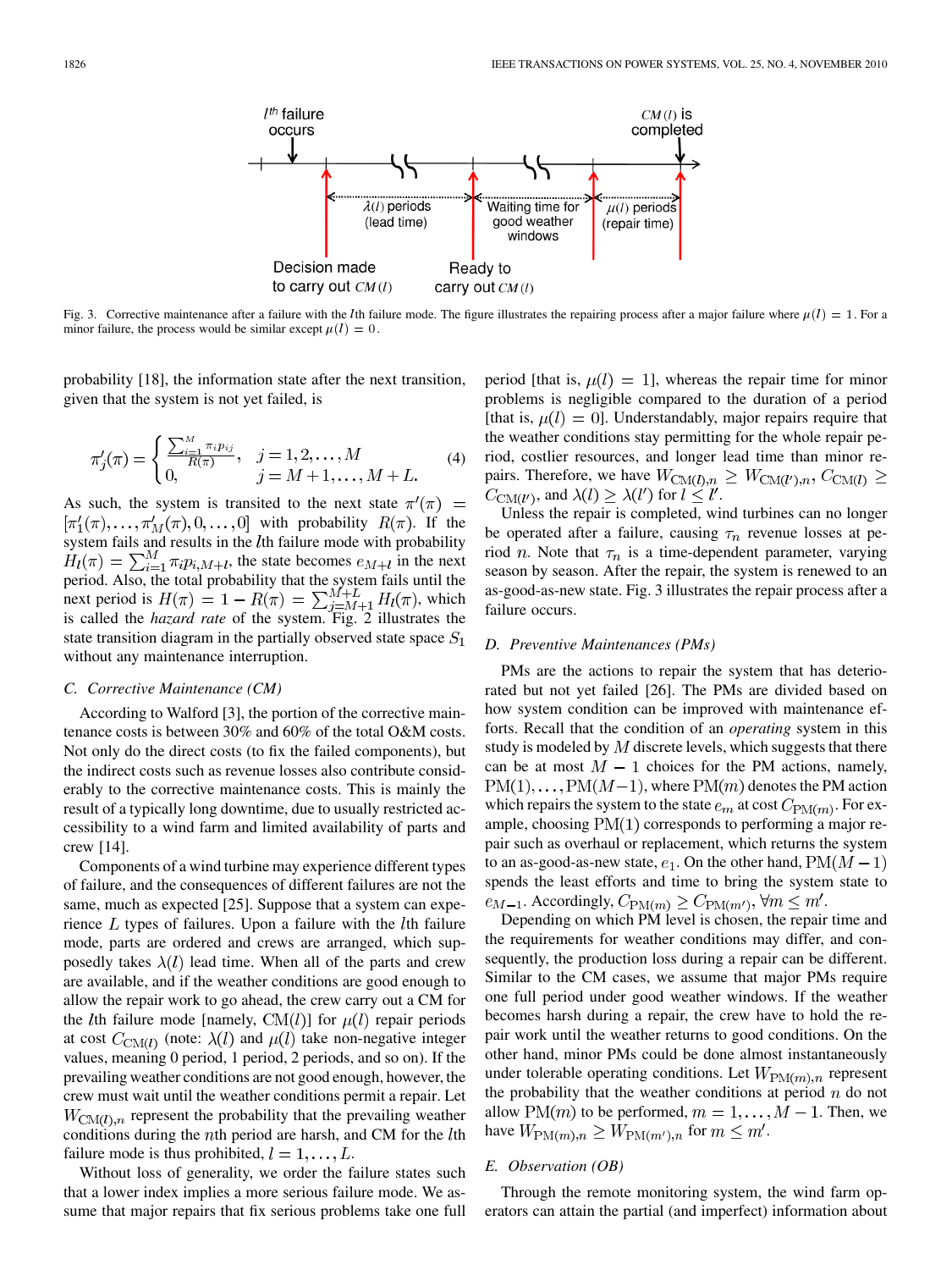Fig. 3. Corrective maintenance after a failure with the $l$th failure mode. The figure illustrates the repairing process after a major failure where $\mu(l) = 1$. For a minor failure, the process would be similar except $\mu(l) = 0$.

probability [18], the information state after the next transition, given that the system is not yet failed, is

$$\pi'_j(\pi) = \begin{cases} \frac{\sum_{i=1}^{M} \pi_i p_{ij}}{R(\pi)}, & j = 1, 2, \ldots, M \\ 0, & j = M+1, \ldots, M+L. \end{cases} \quad (4)$$

As such, the system is transited to the next state $\pi'(\pi) = [\pi'_1(\pi), \ldots, \pi'_M(\pi), 0, \ldots, 0]$ with probability $R(\pi)$. If the system fails and results in the $l$th failure mode with probability $H_l(\pi) = \sum_{i=1}^{M} \pi_i p_{i,M+l}$, the state becomes $e_{M+l}$ in the next period. Also, the total probability that the system fails until the next period is $H(\pi) = 1 - R(\pi) = \sum_{j=M+1}^{M+L} H_l(\pi)$, which is called the *hazard rate* of the system. Fig. 2 illustrates the state transition diagram in the partially observed state space $S_1$ without any maintenance interruption.

### C. Corrective Maintenance (CM)

According to Walford [3], the portion of the corrective maintenance costs is between 30% and 60% of the total O&M costs. Not only do the direct costs (to fix the failed components), but the indirect costs such as revenue losses also contribute considerably to the corrective maintenance costs. This is mainly the result of a typically long downtime, due to usually restricted accessibility to a wind farm and limited availability of parts and crew [14].

Components of a wind turbine may experience different types of failure, and the consequences of different failures are not the same, much as expected [25]. Suppose that a system can experience $L$ types of failures. Upon a failure with the $l$th failure mode, parts are ordered and crews are arranged, which supposedly takes $\lambda(l)$ lead time. When all of the parts and crew are available, and if the weather conditions are good enough to allow the repair work to go ahead, the crew carry out a CM for the $l$th failure mode [namely, $\mathrm{CM}(l)$] for $\mu(l)$ repair periods at cost $C_{\mathrm{CM}(l)}$ (note: $\lambda(l)$ and $\mu(l)$ take non-negative integer values, meaning 0 period, 1 period, 2 periods, and so on). If the prevailing weather conditions are not good enough, however, the crew must wait until the weather conditions permit a repair. Let $W_{\mathrm{CM}(l),n}$ represent the probability that the prevailing weather conditions during the $n$th period are harsh, and CM for the $l$th failure mode is thus prohibited, $l = 1, \ldots, L$.

Without loss of generality, we order the failure states such that a lower index implies a more serious failure mode. We assume that major repairs that fix serious problems take one full period [that is, $\mu(l) = 1$], whereas the repair time for minor problems is negligible compared to the duration of a period [that is, $\mu(l) = 0$]. Understandably, major repairs require that the weather conditions stay permitting for the whole repair period, costlier resources, and longer lead time than minor repairs. Therefore, we have $W_{\mathrm{CM}(l),n} \geq W_{\mathrm{CM}(l'),n}$, $C_{\mathrm{CM}(l)} \geq C_{\mathrm{CM}(l')}$, and $\lambda(l) \geq \lambda(l')$ for $l \leq l'$.

Unless the repair is completed, wind turbines can no longer be operated after a failure, causing $\tau_n$ revenue losses at period $n$. Note that $\tau_n$ is a time-dependent parameter, varying season by season. After the repair, the system is renewed to an as-good-as-new state. Fig. 3 illustrates the repair process after a failure occurs.

### D. Preventive Maintenances (PMs)

PMs are the actions to repair the system that has deteriorated but not yet failed [26]. The PMs are divided based on how system condition can be improved with maintenance efforts. Recall that the condition of an *operating* system in this study is modeled by $M$ discrete levels, which suggests that there can be at most $M-1$ choices for the PM actions, namely, $\mathrm{PM}(1), \ldots, \mathrm{PM}(M-1)$, where $\mathrm{PM}(m)$ denotes the PM action which repairs the system to the state $e_m$ at cost $C_{\mathrm{PM}(m)}$. For example, choosing $\mathrm{PM}(1)$ corresponds to performing a major repair such as overhaul or replacement, which returns the system to an as-good-as-new state, $e_1$. On the other hand, $\mathrm{PM}(M-1)$ spends the least efforts and time to bring the system state to $e_{M-1}$. Accordingly, $C_{\mathrm{PM}(m)} \geq C_{\mathrm{PM}(m')}, \forall m \leq m'$.

Depending on which PM level is chosen, the repair time and the requirements for weather conditions may differ, and consequently, the production loss during a repair can be different. Similar to the CM cases, we assume that major PMs require one full period under good weather windows. If the weather becomes harsh during a repair, the crew have to hold the repair work until the weather returns to good conditions. On the other hand, minor PMs could be done almost instantaneously under tolerable operating conditions. Let $W_{\mathrm{PM}(m),n}$ represent the probability that the weather conditions at period $n$ do not allow $\mathrm{PM}(m)$ to be performed, $m = 1, \ldots, M-1$. Then, we have $W_{\mathrm{PM}(m),n} \geq W_{\mathrm{PM}(m'),n}$ for $m \leq m'$.

### E. Observation (OB)

Through the remote monitoring system, the wind farm operators can attain the partial (and imperfect) information about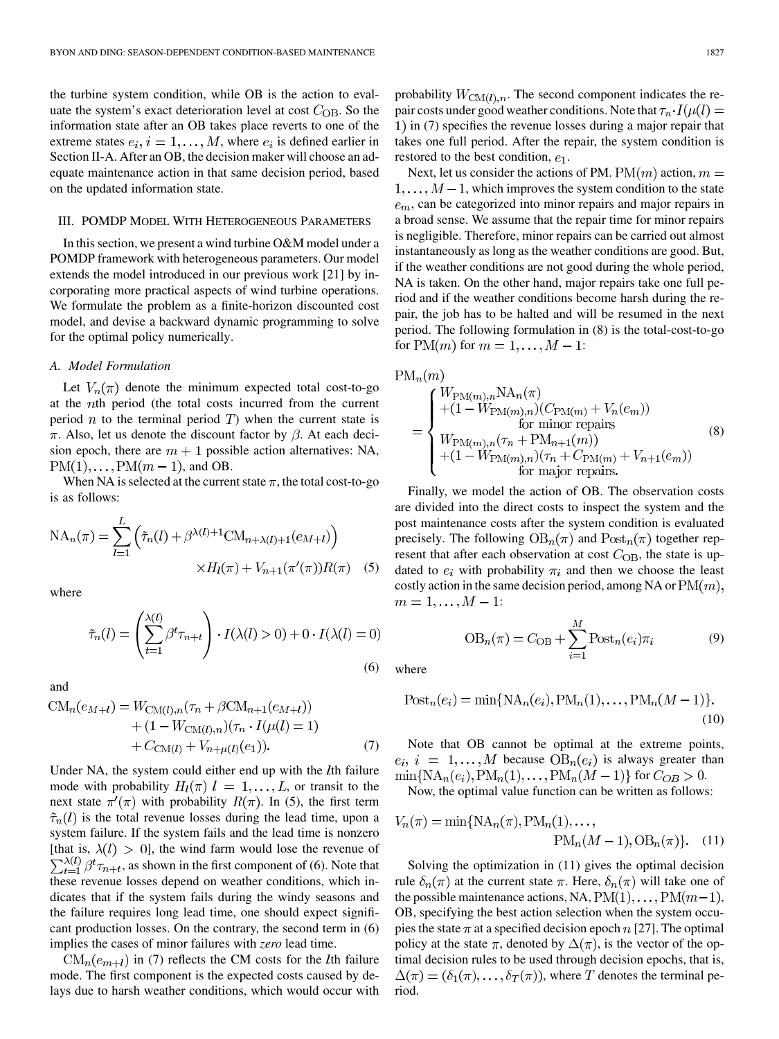the turbine system condition, while OB is the action to evaluate the system's exact deterioration level at cost $C_{\mathrm{OB}}$. So the information state after an OB takes place reverts to one of the extreme states $e_i, i = 1, \ldots, M$, where $e_i$ is defined earlier in Section II-A. After an OB, the decision maker will choose an adequate maintenance action in that same decision period, based on the updated information state.

## III. POMDP Model With Heterogeneous Parameters

In this section, we present a wind turbine O&M model under a POMDP framework with heterogeneous parameters. Our model extends the model introduced in our previous work [21] by incorporating more practical aspects of wind turbine operations. We formulate the problem as a finite-horizon discounted cost model, and devise a backward dynamic programming to solve for the optimal policy numerically.

### A. Model Formulation

Let $V_n(\pi)$ denote the minimum expected total cost-to-go at the $n$th period (the total costs incurred from the current period $n$ to the terminal period $T$) when the current state is $\pi$. Also, let us denote the discount factor by $\beta$. At each decision epoch, there are $m+1$ possible action alternatives: NA, $\mathrm{PM}(1), \ldots, \mathrm{PM}(m-1)$, and OB.

When NA is selected at the current state $\pi$, the total cost-to-go is as follows:

$$\mathrm{NA}_n(\pi) = \sum_{l=1}^{L} \left( \tilde{\tau}_n(l) + \beta^{\lambda(l)+1} \mathrm{CM}_{n+\lambda(l)+1}(e_{M+l}) \right) \times H_l(\pi) + V_{n+1}(\pi'(\pi))R(\pi) \quad (5)$$

where

$$\tilde{\tau}_n(l) = \left( \sum_{t=1}^{\lambda(l)} \beta^t \tau_{n+t} \right) \cdot I(\lambda(l) > 0) + 0 \cdot I(\lambda(l) = 0) \quad (6)$$

and

$$\begin{aligned}\mathrm{CM}_n(e_{M+l}) = {} & W_{\mathrm{CM}(l),n}(\tau_n + \beta \mathrm{CM}_{n+1}(e_{M+l})) \\ & + (1 - W_{\mathrm{CM}(l),n})(\tau_n \cdot I(\mu(l) = 1) \\ & + C_{\mathrm{CM}(l)} + V_{n+\mu(l)}(e_1)). \end{aligned} \quad (7)$$

Under NA, the system could either end up with the $l$th failure mode with probability $H_l(\pi)$ $l = 1, \ldots, L$, or transit to the next state $\pi'(\pi)$ with probability $R(\pi)$. In (5), the first term $\tilde{\tau}_n(l)$ is the total revenue losses during the lead time, upon a system failure. If the system fails and the lead time is nonzero [that is, $\lambda(l) > 0$], the wind farm would lose the revenue of $\sum_{t=1}^{\lambda(l)} \beta^t \tau_{n+t}$, as shown in the first component of (6). Note that these revenue losses depend on weather conditions, which indicates that if the system fails during the windy seasons and the failure requires long lead time, one should expect significant production losses. On the contrary, the second term in (6) implies the cases of minor failures with *zero* lead time.

$\mathrm{CM}_n(e_{m+l})$ in (7) reflects the CM costs for the $l$th failure mode. The first component is the expected costs caused by delays due to harsh weather conditions, which would occur with probability $W_{\mathrm{CM}(l),n}$. The second component indicates the repair costs under good weather conditions. Note that $\tau_n \cdot I(\mu(l) = 1)$ in (7) specifies the revenue losses during a major repair that takes one full period. After the repair, the system condition is restored to the best condition, $e_1$.

Next, let us consider the actions of PM. $\mathrm{PM}(m)$ action, $m = 1, \ldots, M-1$, which improves the system condition to the state $e_m$, can be categorized into minor repairs and major repairs in a broad sense. We assume that the repair time for minor repairs is negligible. Therefore, minor repairs can be carried out almost instantaneously as long as the weather conditions are good. But, if the weather conditions are not good during the whole period, NA is taken. On the other hand, major repairs take one full period and if the weather conditions become harsh during the repair, the job has to be halted and will be resumed in the next period. The following formulation in (8) is the total-cost-to-go for $\mathrm{PM}(m)$ for $m = 1, \ldots, M-1$:

$$\mathrm{PM}_n(m) = \begin{cases} W_{\mathrm{PM}(m),n} \mathrm{NA}_n(\pi) \\ +(1 - W_{\mathrm{PM}(m),n})(C_{\mathrm{PM}(m)} + V_n(e_m)) \\ \qquad \text{for minor repairs} \\ W_{\mathrm{PM}(m),n}(\tau_n + \mathrm{PM}_{n+1}(m)) \\ +(1 - W_{\mathrm{PM}(m),n})(\tau_n + C_{\mathrm{PM}(m)} + V_{n+1}(e_m)) \\ \qquad \text{for major repairs.} \end{cases} \quad (8)$$

Finally, we model the action of OB. The observation costs are divided into the direct costs to inspect the system and the post maintenance costs after the system condition is evaluated precisely. The following $\mathrm{OB}_n(\pi)$ and $\mathrm{Post}_n(\pi)$ together represent that after each observation at cost $C_{\mathrm{OB}}$, the state is updated to $e_i$ with probability $\pi_i$ and then we choose the least costly action in the same decision period, among NA or $\mathrm{PM}(m)$, $m = 1, \ldots, M-1$:

$$\mathrm{OB}_n(\pi) = C_{\mathrm{OB}} + \sum_{i=1}^{M} \mathrm{Post}_n(e_i)\pi_i \quad (9)$$

where

$$\mathrm{Post}_n(e_i) = \min\{\mathrm{NA}_n(e_i), \mathrm{PM}_n(1), \ldots, \mathrm{PM}_n(M-1)\}. \quad (10)$$

Note that OB cannot be optimal at the extreme points, $e_i$, $i = 1, \ldots, M$ because $\mathrm{OB}_n(e_i)$ is always greater than $\min\{\mathrm{NA}_n(e_i), \mathrm{PM}_n(1), \ldots, \mathrm{PM}_n(M-1)\}$ for $C_{OB} > 0$.

Now, the optimal value function can be written as follows:

$$V_n(\pi) = \min\{\mathrm{NA}_n(\pi), \mathrm{PM}_n(1), \ldots, \mathrm{PM}_n(M-1), \mathrm{OB}_n(\pi)\}. \quad (11)$$

Solving the optimization in (11) gives the optimal decision rule $\delta_n(\pi)$ at the current state $\pi$. Here, $\delta_n(\pi)$ will take one of the possible maintenance actions, NA, $\mathrm{PM}(1), \ldots, \mathrm{PM}(m-1)$, OB, specifying the best action selection when the system occupies the state $\pi$ at a specified decision epoch $n$ [27]. The optimal policy at the state $\pi$, denoted by $\Delta(\pi)$, is the vector of the optimal decision rules to be used through decision epochs, that is, $\Delta(\pi) = (\delta_1(\pi), \ldots, \delta_T(\pi))$, where $T$ denotes the terminal period.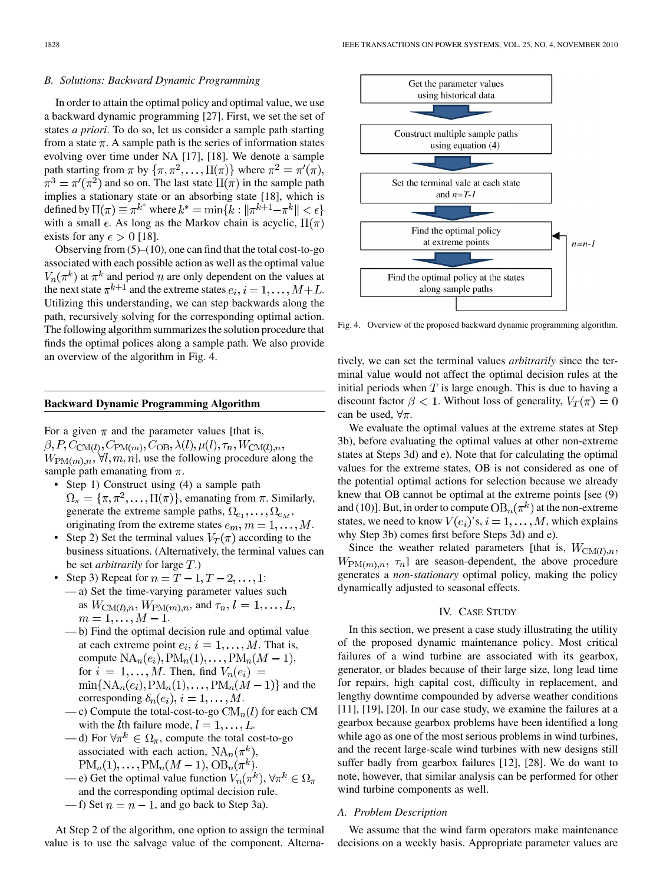### B. Solutions: Backward Dynamic Programming

In order to attain the optimal policy and optimal value, we use a backward dynamic programming [27]. First, we set the set of states *a priori*. To do so, let us consider a sample path starting from a state $\pi$. A sample path is the series of information states evolving over time under NA [17], [18]. We denote a sample path starting from $\pi$ by $\{\pi, \pi^2, \ldots, \Pi(\pi)\}$ where $\pi^2 = \pi'(\pi)$, $\pi^3 = \pi'(\pi^2)$ and so on. The last state $\Pi(\pi)$ in the sample path implies a stationary state or an absorbing state [18], which is defined by $\Pi(\pi) \equiv \pi^{k^*}$ where $k^* = \min\{k : \|\pi^{k+1} - \pi^k\| < \epsilon\}$ with a small $\epsilon$. As long as the Markov chain is acyclic, $\Pi(\pi)$ exists for any $\epsilon > 0$ [18].

Observing from (5)–(10), one can find that the total cost-to-go associated with each possible action as well as the optimal value $V_n(\pi^k)$ at $\pi^k$ and period $n$ are only dependent on the values at the next state $\pi^{k+1}$ and the extreme states $e_i, i = 1, \ldots, M + L$. Utilizing this understanding, we can step backwards along the path, recursively solving for the corresponding optimal action. The following algorithm summarizes the solution procedure that finds the optimal polices along a sample path. We also provide an overview of the algorithm in Fig. 4.

**Backward Dynamic Programming Algorithm**

For a given $\pi$ and the parameter values [that is, $\beta, P, C_{\text{CM}(l)}, C_{\text{PM}(m)}, C_{\text{OB}}, \lambda(l), \mu(l), \tau_n, W_{\text{CM}(l),n}, W_{\text{PM}(m),n}, \forall l, m, n$], use the following procedure along the sample path emanating from $\pi$.

- Step 1) Construct using (4) a sample path $\Omega_\pi = \{\pi, \pi^2, \ldots, \Pi(\pi)\}$, emanating from $\pi$. Similarly, generate the extreme sample paths, $\Omega_{e_1}, \ldots, \Omega_{e_M}$, originating from the extreme states $e_m, m = 1, \ldots, M$.
- Step 2) Set the terminal values $V_T(\pi)$ according to the business situations. (Alternatively, the terminal values can be set *arbitrarily* for large $T$.)
- Step 3) Repeat for $n = T - 1, T - 2, \ldots, 1$:
  - — a) Set the time-varying parameter values such as $W_{\text{CM}(l),n}, W_{\text{PM}(m),n}$, and $\tau_n$, $l = 1, \ldots, L$, $m = 1, \ldots, M - 1$.
  - — b) Find the optimal decision rule and optimal value at each extreme point $e_i, i = 1, \ldots, M$. That is, compute $\text{NA}_n(e_i), \text{PM}_n(1), \ldots, \text{PM}_n(M - 1)$, for $i = 1, \ldots, M$. Then, find $V_n(e_i) = \min\{\text{NA}_n(e_i), \text{PM}_n(1), \ldots, \text{PM}_n(M - 1)\}$ and the corresponding $\delta_n(e_i), i = 1, \ldots, M$.
  - — c) Compute the total-cost-to-go $\text{CM}_n(l)$ for each CM with the $l$th failure mode, $l = 1, \ldots, L$.
  - — d) For $\forall \pi^k \in \Omega_\pi$, compute the total cost-to-go associated with each action, $\text{NA}_n(\pi^k)$, $\text{PM}_n(1), \ldots, \text{PM}_n(M - 1), \text{OB}_n(\pi^k)$.
  - — e) Get the optimal value function $V_n(\pi^k), \forall \pi^k \in \Omega_\pi$ and the corresponding optimal decision rule.
  - — f) Set $n = n - 1$, and go back to Step 3a).

At Step 2 of the algorithm, one option to assign the terminal value is to use the salvage value of the component. Alternatively, we can set the terminal values *arbitrarily* since the terminal value would not affect the optimal decision rules at the initial periods when $T$ is large enough. This is due to having a discount factor $\beta < 1$. Without loss of generality, $V_T(\pi) = 0$ can be used, $\forall \pi$.

We evaluate the optimal values at the extreme states at Step 3b), before evaluating the optimal values at other non-extreme states at Steps 3d) and e). Note that for calculating the optimal values for the extreme states, OB is not considered as one of the potential actions for selection because we already knew that OB cannot be optimal at the extreme points [see (9) and (10)]. But, in order to compute $\text{OB}_n(\pi^k)$ at the non-extreme states, we need to know $V(e_i)$'s, $i = 1, \ldots, M$, which explains why Step 3b) comes first before Steps 3d) and e).

Since the weather related parameters [that is, $W_{\text{CM}(l),n}$, $W_{\text{PM}(m),n}$, $\tau_n$] are season-dependent, the above procedure generates a *non-stationary* optimal policy, making the policy dynamically adjusted to seasonal effects.

Get the parameter values using historical data → Construct multiple sample paths using equation (4) → Set the terminal vale at each state and $n$=$T$-1 → Find the optimal policy at extreme points → Find the optimal policy at the states along sample paths → ($n$=$n$-1, back to "Find the optimal policy at extreme points")

Fig. 4. Overview of the proposed backward dynamic programming algorithm.

## IV. Case Study

In this section, we present a case study illustrating the utility of the proposed dynamic maintenance policy. Most critical failures of a wind turbine are associated with its gearbox, generator, or blades because of their large size, long lead time for repairs, high capital cost, difficulty in replacement, and lengthy downtime compounded by adverse weather conditions [11], [19], [20]. In our case study, we examine the failures at a gearbox because gearbox problems have been identified a long while ago as one of the most serious problems in wind turbines, and the recent large-scale wind turbines with new designs still suffer badly from gearbox failures [12], [28]. We do want to note, however, that similar analysis can be performed for other wind turbine components as well.

### A. Problem Description

We assume that the wind farm operators make maintenance decisions on a weekly basis. Appropriate parameter values are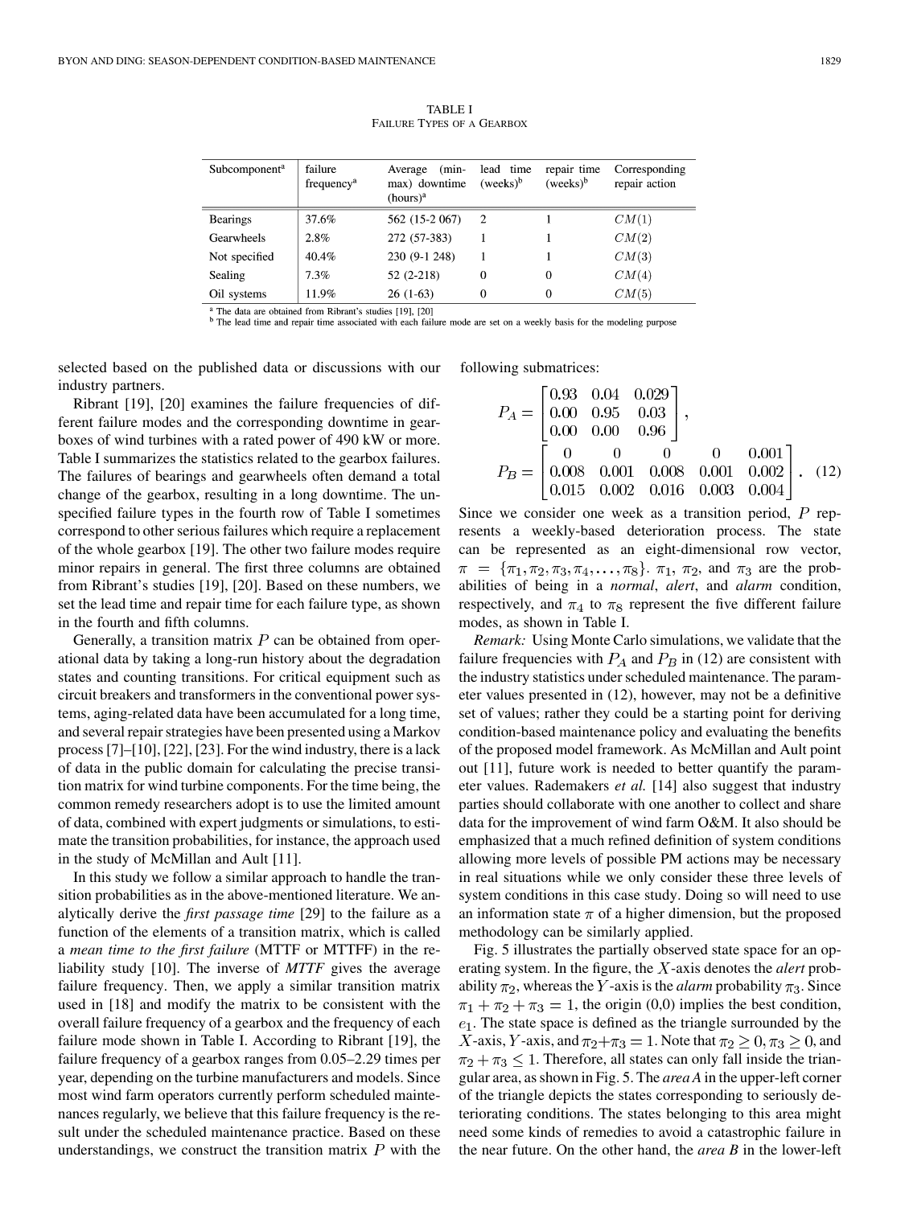TABLE I
FAILURE TYPES OF A GEARBOX

| Subcomponent[a] | failure frequency[a] | Average (min-max) downtime (hours)[a] | lead time (weeks)[b] | repair time (weeks)[b] | Corresponding repair action |
|---|---|---|---|---|---|
| Bearings | 37.6% | 562 (15-2 067) | 2 | 1 | $CM(1)$ |
| Gearwheels | 2.8% | 272 (57-383) | 1 | 1 | $CM(2)$ |
| Not specified | 40.4% | 230 (9-1 248) | 1 | 1 | $CM(3)$ |
| Sealing | 7.3% | 52 (2-218) | 0 | 0 | $CM(4)$ |
| Oil systems | 11.9% | 26 (1-63) | 0 | 0 | $CM(5)$ |

[a] The data are obtained from Ribrant's studies [19], [20]
[b] The lead time and repair time associated with each failure mode are set on a weekly basis for the modeling purpose

selected based on the published data or discussions with our industry partners.

Ribrant [19], [20] examines the failure frequencies of different failure modes and the corresponding downtime in gearboxes of wind turbines with a rated power of 490 kW or more. Table I summarizes the statistics related to the gearbox failures. The failures of bearings and gearwheels often demand a total change of the gearbox, resulting in a long downtime. The unspecified failure types in the fourth row of Table I sometimes correspond to other serious failures which require a replacement of the whole gearbox [19]. The other two failure modes require minor repairs in general. The first three columns are obtained from Ribrant's studies [19], [20]. Based on these numbers, we set the lead time and repair time for each failure type, as shown in the fourth and fifth columns.

Generally, a transition matrix $P$ can be obtained from operational data by taking a long-run history about the degradation states and counting transitions. For critical equipment such as circuit breakers and transformers in the conventional power systems, aging-related data have been accumulated for a long time, and several repair strategies have been presented using a Markov process [7]–[10], [22], [23]. For the wind industry, there is a lack of data in the public domain for calculating the precise transition matrix for wind turbine components. For the time being, the common remedy researchers adopt is to use the limited amount of data, combined with expert judgments or simulations, to estimate the transition probabilities, for instance, the approach used in the study of McMillan and Ault [11].

In this study we follow a similar approach to handle the transition probabilities as in the above-mentioned literature. We analytically derive the *first passage time* [29] to the failure as a function of the elements of a transition matrix, which is called a *mean time to the first failure* (MTTF or MTTFF) in the reliability study [10]. The inverse of *MTTF* gives the average failure frequency. Then, we apply a similar transition matrix used in [18] and modify the matrix to be consistent with the overall failure frequency of a gearbox and the frequency of each failure mode shown in Table I. According to Ribrant [19], the failure frequency of a gearbox ranges from 0.05–2.29 times per year, depending on the turbine manufacturers and models. Since most wind farm operators currently perform scheduled maintenances regularly, we believe that this failure frequency is the result under the scheduled maintenance practice. Based on these understandings, we construct the transition matrix $P$ with the following submatrices:

$$P_A = \begin{bmatrix} 0.93 & 0.04 & 0.029 \\ 0.00 & 0.95 & 0.03 \\ 0.00 & 0.00 & 0.96 \end{bmatrix},$$

$$P_B = \begin{bmatrix} 0 & 0 & 0 & 0 & 0.001 \\ 0.008 & 0.001 & 0.008 & 0.001 & 0.002 \\ 0.015 & 0.002 & 0.016 & 0.003 & 0.004 \end{bmatrix}. \quad (12)$$

Since we consider one week as a transition period, $P$ represents a weekly-based deterioration process. The state can be represented as an eight-dimensional row vector, $\pi = \{\pi_1, \pi_2, \pi_3, \pi_4, \ldots, \pi_8\}$. $\pi_1$, $\pi_2$, and $\pi_3$ are the probabilities of being in a *normal*, *alert*, and *alarm* condition, respectively, and $\pi_4$ to $\pi_8$ represent the five different failure modes, as shown in Table I.

*Remark:* Using Monte Carlo simulations, we validate that the failure frequencies with $P_A$ and $P_B$ in (12) are consistent with the industry statistics under scheduled maintenance. The parameter values presented in (12), however, may not be a definitive set of values; rather they could be a starting point for deriving condition-based maintenance policy and evaluating the benefits of the proposed model framework. As McMillan and Ault point out [11], future work is needed to better quantify the parameter values. Rademakers *et al.* [14] also suggest that industry parties should collaborate with one another to collect and share data for the improvement of wind farm O&M. It also should be emphasized that a much refined definition of system conditions allowing more levels of possible PM actions may be necessary in real situations while we only consider these three levels of system conditions in this case study. Doing so will need to use an information state $\pi$ of a higher dimension, but the proposed methodology can be similarly applied.

Fig. 5 illustrates the partially observed state space for an operating system. In the figure, the $X$-axis denotes the *alert* probability $\pi_2$, whereas the $Y$-axis is the *alarm* probability $\pi_3$. Since $\pi_1 + \pi_2 + \pi_3 = 1$, the origin (0,0) implies the best condition, $e_1$. The state space is defined as the triangle surrounded by the $X$-axis, $Y$-axis, and $\pi_2 + \pi_3 = 1$. Note that $\pi_2 \geq 0, \pi_3 \geq 0$, and $\pi_2 + \pi_3 \leq 1$. Therefore, all states can only fall inside the triangular area, as shown in Fig. 5. The *area A* in the upper-left corner of the triangle depicts the states corresponding to seriously deteriorating conditions. The states belonging to this area might need some kinds of remedies to avoid a catastrophic failure in the near future. On the other hand, the *area B* in the lower-left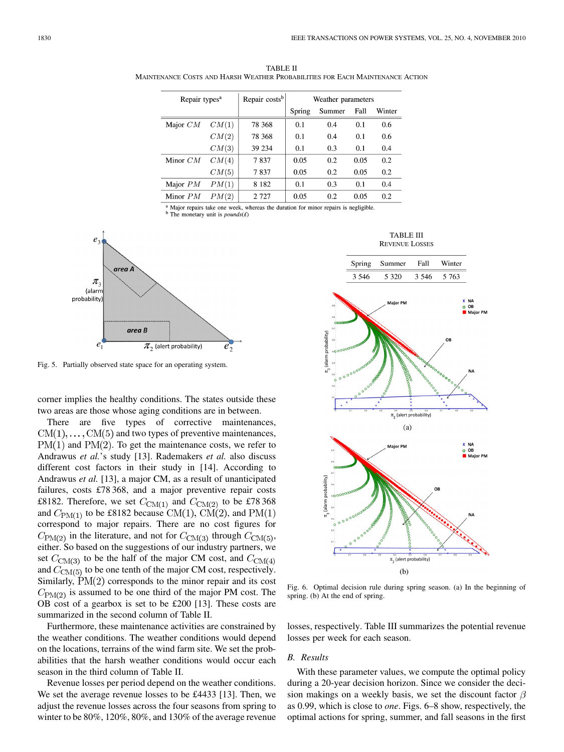TABLE II
MAINTENANCE COSTS AND HARSH WEATHER PROBABILITIES FOR EACH MAINTENANCE ACTION

| Repair types[a] | | Repair costs[b] | Weather parameters | | | |
|---|---|---|---|---|---|---|
| | | | Spring | Summer | Fall | Winter |
| Major $CM$ | $CM(1)$ | 78 368 | 0.1 | 0.4 | 0.1 | 0.6 |
| | $CM(2)$ | 78 368 | 0.1 | 0.4 | 0.1 | 0.6 |
| | $CM(3)$ | 39 234 | 0.1 | 0.3 | 0.1 | 0.4 |
| Minor $CM$ | $CM(4)$ | 7 837 | 0.05 | 0.2 | 0.05 | 0.2 |
| | $CM(5)$ | 7 837 | 0.05 | 0.2 | 0.05 | 0.2 |
| Major $PM$ | $PM(1)$ | 8 182 | 0.1 | 0.3 | 0.1 | 0.4 |
| Minor $PM$ | $PM(2)$ | 2 727 | 0.05 | 0.2 | 0.05 | 0.2 |

[a] Major repairs take one week, whereas the duration for minor repairs is negligible.
[b] The monetary unit is *pounds*(£)

Fig. 5. Partially observed state space for an operating system.

corner implies the healthy conditions. The states outside these two areas are those whose aging conditions are in between.

There are five types of corrective maintenances, $\mathrm{CM}(1), \ldots, \mathrm{CM}(5)$ and two types of preventive maintenances, $\mathrm{PM}(1)$ and $\mathrm{PM}(2)$. To get the maintenance costs, we refer to Andrawus *et al.*'s study [13]. Rademakers *et al.* also discuss different cost factors in their study in [14]. According to Andrawus *et al.* [13], a major CM, as a result of unanticipated failures, costs £78 368, and a major preventive repair costs £8182. Therefore, we set $C_{\mathrm{CM}(1)}$ and $C_{\mathrm{CM}(2)}$ to be £78 368 and $C_{\mathrm{PM}(1)}$ to be £8182 because $\mathrm{CM}(1)$, $\mathrm{CM}(2)$, and $\mathrm{PM}(1)$ correspond to major repairs. There are no cost figures for $C_{\mathrm{PM}(2)}$ in the literature, and not for $C_{\mathrm{CM}(3)}$ through $C_{\mathrm{CM}(5)}$, either. So based on the suggestions of our industry partners, we set $C_{\mathrm{CM}(3)}$ to be the half of the major CM cost, and $C_{\mathrm{CM}(4)}$ and $C_{\mathrm{CM}(5)}$ to be one tenth of the major CM cost, respectively. Similarly, $\mathrm{PM}(2)$ corresponds to the minor repair and its cost $C_{\mathrm{PM}(2)}$ is assumed to be one third of the major PM cost. The OB cost of a gearbox is set to be £200 [13]. These costs are summarized in the second column of Table II.

Furthermore, these maintenance activities are constrained by the weather conditions. The weather conditions would depend on the locations, terrains of the wind farm site. We set the probabilities that the harsh weather conditions would occur each season in the third column of Table II.

Revenue losses per period depend on the weather conditions. We set the average revenue losses to be £4433 [13]. Then, we adjust the revenue losses across the four seasons from spring to winter to be 80%, 120%, 80%, and 130% of the average revenue losses, respectively. Table III summarizes the potential revenue losses per week for each season.

TABLE III
REVENUE LOSSES

| Spring | Summer | Fall | Winter |
|---|---|---|---|
| 3 546 | 5 320 | 3 546 | 5 763 |

Fig. 6. Optimal decision rule during spring season. (a) In the beginning of spring. (b) At the end of spring.

### B. Results

With these parameter values, we compute the optimal policy during a 20-year decision horizon. Since we consider the decision makings on a weekly basis, we set the discount factor $\beta$ as 0.99, which is close to *one*. Figs. 6–8 show, respectively, the optimal actions for spring, summer, and fall seasons in the first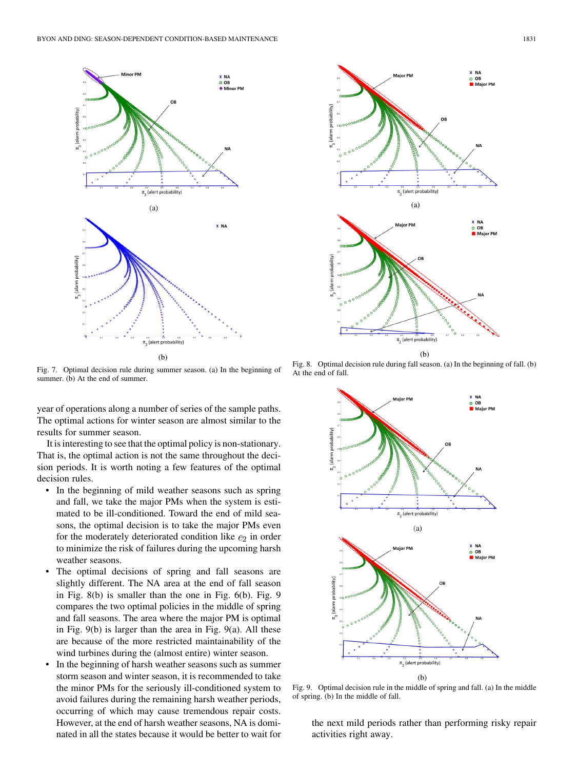Fig. 7. Optimal decision rule during summer season. (a) In the beginning of summer. (b) At the end of summer.

Fig. 8. Optimal decision rule during fall season. (a) In the beginning of fall. (b) At the end of fall.

Fig. 9. Optimal decision rule in the middle of spring and fall. (a) In the middle of spring. (b) In the middle of fall.

year of operations along a number of series of the sample paths. The optimal actions for winter season are almost similar to the results for summer season.

It is interesting to see that the optimal policy is non-stationary. That is, the optimal action is not the same throughout the decision periods. It is worth noting a few features of the optimal decision rules.

- In the beginning of mild weather seasons such as spring and fall, we take the major PMs when the system is estimated to be ill-conditioned. Toward the end of mild seasons, the optimal decision is to take the major PMs even for the moderately deteriorated condition like $e_2$ in order to minimize the risk of failures during the upcoming harsh weather seasons.
- The optimal decisions of spring and fall seasons are slightly different. The NA area at the end of fall season in Fig. 8(b) is smaller than the one in Fig. 6(b). Fig. 9 compares the two optimal policies in the middle of spring and fall seasons. The area where the major PM is optimal in Fig. 9(b) is larger than the area in Fig. 9(a). All these are because of the more restricted maintainability of the wind turbines during the (almost entire) winter season.
- In the beginning of harsh weather seasons such as summer storm season and winter season, it is recommended to take the minor PMs for the seriously ill-conditioned system to avoid failures during the remaining harsh weather periods, occurring of which may cause tremendous repair costs. However, at the end of harsh weather seasons, NA is dominated in all the states because it would be better to wait for the next mild periods rather than performing risky repair activities right away.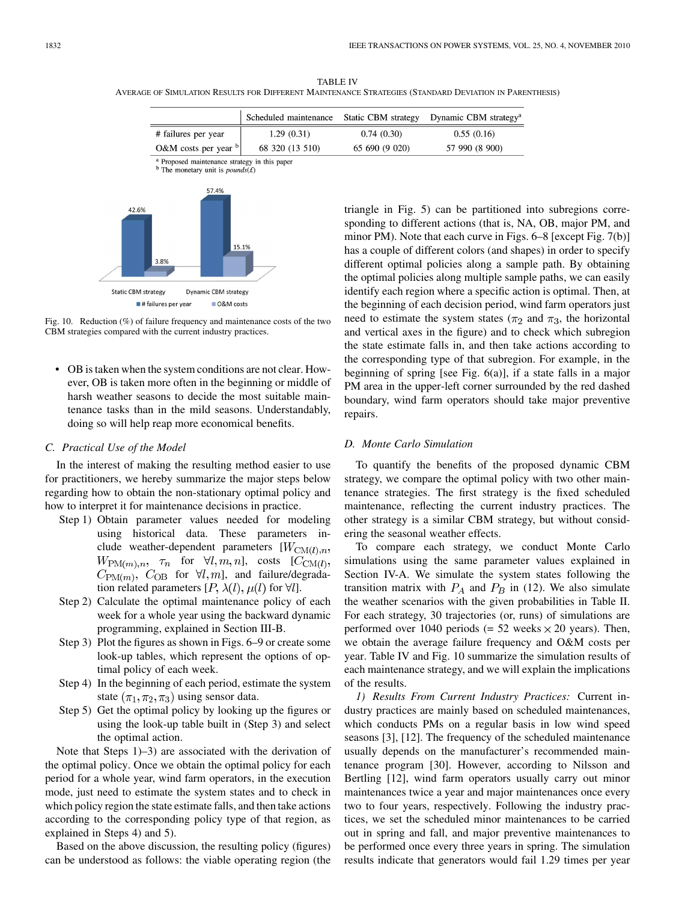TABLE IV

AVERAGE OF SIMULATION RESULTS FOR DIFFERENT MAINTENANCE STRATEGIES (STANDARD DEVIATION IN PARENTHESIS)

| | Scheduled maintenance | Static CBM strategy | Dynamic CBM strategy[a] |
|---|---|---|---|
| # failures per year | 1.29 (0.31) | 0.74 (0.30) | 0.55 (0.16) |
| O&M costs per year [b] | 68 320 (13 510) | 65 690 (9 020) | 57 990 (8 900) |

[a] Proposed maintenance strategy in this paper

[b] The monetary unit is *pounds(£)*

Fig. 10. Reduction (%) of failure frequency and maintenance costs of the two CBM strategies compared with the current industry practices.

- OB is taken when the system conditions are not clear. However, OB is taken more often in the beginning or middle of harsh weather seasons to decide the most suitable maintenance tasks than in the mild seasons. Understandably, doing so will help reap more economical benefits.

### C. Practical Use of the Model

In the interest of making the resulting method easier to use for practitioners, we hereby summarize the major steps below regarding how to obtain the non-stationary optimal policy and how to interpret it for maintenance decisions in practice.

Step 1) Obtain parameter values needed for modeling using historical data. These parameters include weather-dependent parameters [$W_{\mathrm{CM}(l),n}$, $W_{\mathrm{PM}(m),n}$, $\tau_n$ for $\forall l, m, n$], costs [$C_{\mathrm{CM}(l)}$, $C_{\mathrm{PM}(m)}$, $C_{\mathrm{OB}}$ for $\forall l, m$], and failure/degradation related parameters [$P$, $\lambda(l)$, $\mu(l)$ for $\forall l$].

Step 2) Calculate the optimal maintenance policy of each week for a whole year using the backward dynamic programming, explained in Section III-B.

Step 3) Plot the figures as shown in Figs. 6–9 or create some look-up tables, which represent the options of optimal policy of each week.

Step 4) In the beginning of each period, estimate the system state $(\pi_1, \pi_2, \pi_3)$ using sensor data.

Step 5) Get the optimal policy by looking up the figures or using the look-up table built in (Step 3) and select the optimal action.

Note that Steps 1)–3) are associated with the derivation of the optimal policy. Once we obtain the optimal policy for each period for a whole year, wind farm operators, in the execution mode, just need to estimate the system states and to check in which policy region the state estimate falls, and then take actions according to the corresponding policy type of that region, as explained in Steps 4) and 5).

Based on the above discussion, the resulting policy (figures) can be understood as follows: the viable operating region (the triangle in Fig. 5) can be partitioned into subregions corresponding to different actions (that is, NA, OB, major PM, and minor PM). Note that each curve in Figs. 6–8 [except Fig. 7(b)] has a couple of different colors (and shapes) in order to specify different optimal policies along a sample path. By obtaining the optimal policies along multiple sample paths, we can easily identify each region where a specific action is optimal. Then, at the beginning of each decision period, wind farm operators just need to estimate the system states ($\pi_2$ and $\pi_3$, the horizontal and vertical axes in the figure) and to check which subregion the state estimate falls in, and then take actions according to the corresponding type of that subregion. For example, in the beginning of spring [see Fig. 6(a)], if a state falls in a major PM area in the upper-left corner surrounded by the red dashed boundary, wind farm operators should take major preventive repairs.

### D. Monte Carlo Simulation

To quantify the benefits of the proposed dynamic CBM strategy, we compare the optimal policy with two other maintenance strategies. The first strategy is the fixed scheduled maintenance, reflecting the current industry practices. The other strategy is a similar CBM strategy, but without considering the seasonal weather effects.

To compare each strategy, we conduct Monte Carlo simulations using the same parameter values explained in Section IV-A. We simulate the system states following the transition matrix with $P_A$ and $P_B$ in (12). We also simulate the weather scenarios with the given probabilities in Table II. For each strategy, 30 trajectories (or, runs) of simulations are performed over 1040 periods (= 52 weeks $\times$ 20 years). Then, we obtain the average failure frequency and O&M costs per year. Table IV and Fig. 10 summarize the simulation results of each maintenance strategy, and we will explain the implications of the results.

*1) Results From Current Industry Practices:* Current industry practices are mainly based on scheduled maintenances, which conducts PMs on a regular basis in low wind speed seasons [3], [12]. The frequency of the scheduled maintenance usually depends on the manufacturer's recommended maintenance program [30]. However, according to Nilsson and Bertling [12], wind farm operators usually carry out minor maintenances twice a year and major maintenances once every two to four years, respectively. Following the industry practices, we set the scheduled minor maintenances to be carried out in spring and fall, and major preventive maintenances to be performed once every three years in spring. The simulation results indicate that generators would fail 1.29 times per year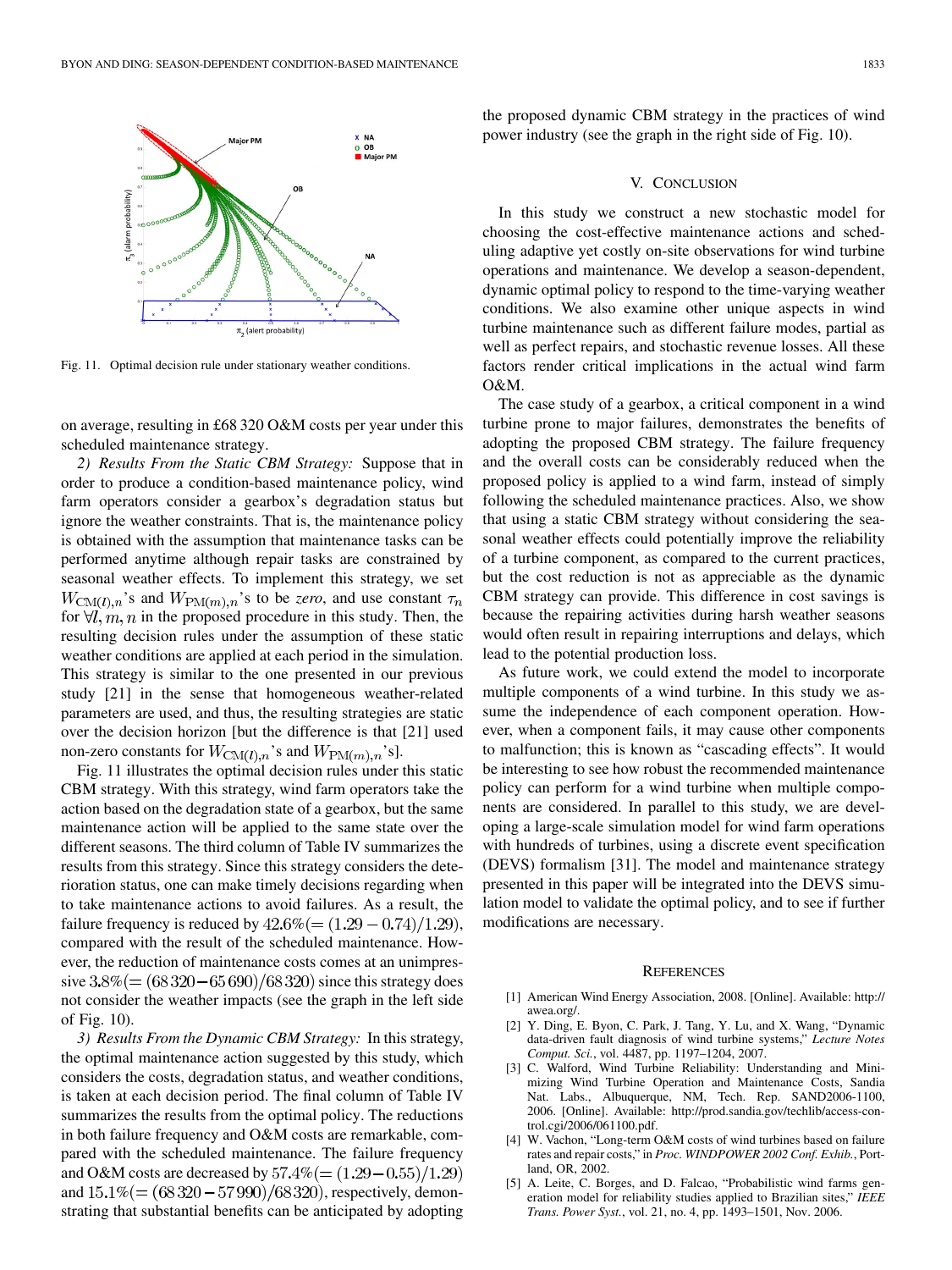Major PM

NA

OB

Major PM

OB

NA

$\pi_3$ (alarm probability)

$\pi_2$ (alert probability)

Fig. 11. Optimal decision rule under stationary weather conditions.

on average, resulting in £68 320 O&M costs per year under this scheduled maintenance strategy.

*2) Results From the Static CBM Strategy:* Suppose that in order to produce a condition-based maintenance policy, wind farm operators consider a gearbox's degradation status but ignore the weather constraints. That is, the maintenance policy is obtained with the assumption that maintenance tasks can be performed anytime although repair tasks are constrained by seasonal weather effects. To implement this strategy, we set $W_{\mathrm{CM}(l),n}$'s and $W_{\mathrm{PM}(m),n}$'s to be *zero*, and use constant $\tau_n$ for $\forall l, m, n$ in the proposed procedure in this study. Then, the resulting decision rules under the assumption of these static weather conditions are applied at each period in the simulation. This strategy is similar to the one presented in our previous study [21] in the sense that homogeneous weather-related parameters are used, and thus, the resulting strategies are static over the decision horizon [but the difference is that [21] used non-zero constants for $W_{\mathrm{CM}(l),n}$'s and $W_{\mathrm{PM}(m),n}$'s].

Fig. 11 illustrates the optimal decision rules under this static CBM strategy. With this strategy, wind farm operators take the action based on the degradation state of a gearbox, but the same maintenance action will be applied to the same state over the different seasons. The third column of Table IV summarizes the results from this strategy. Since this strategy considers the deterioration status, one can make timely decisions regarding when to take maintenance actions to avoid failures. As a result, the failure frequency is reduced by $42.6\% (= (1.29 - 0.74)/1.29)$, compared with the result of the scheduled maintenance. However, the reduction of maintenance costs comes at an unimpressive $3.8\% (= (68\,320 - 65\,690)/68\,320)$ since this strategy does not consider the weather impacts (see the graph in the left side of Fig. 10).

*3) Results From the Dynamic CBM Strategy:* In this strategy, the optimal maintenance action suggested by this study, which considers the costs, degradation status, and weather conditions, is taken at each decision period. The final column of Table IV summarizes the results from the optimal policy. The reductions in both failure frequency and O&M costs are remarkable, compared with the scheduled maintenance. The failure frequency and O&M costs are decreased by $57.4\% (= (1.29 - 0.55)/1.29)$ and $15.1\% (= (68\,320 - 57\,990)/68\,320)$, respectively, demonstrating that substantial benefits can be anticipated by adopting the proposed dynamic CBM strategy in the practices of wind power industry (see the graph in the right side of Fig. 10).

## V. Conclusion

In this study we construct a new stochastic model for choosing the cost-effective maintenance actions and scheduling adaptive yet costly on-site observations for wind turbine operations and maintenance. We develop a season-dependent, dynamic optimal policy to respond to the time-varying weather conditions. We also examine other unique aspects in wind turbine maintenance such as different failure modes, partial as well as perfect repairs, and stochastic revenue losses. All these factors render critical implications in the actual wind farm O&M.

The case study of a gearbox, a critical component in a wind turbine prone to major failures, demonstrates the benefits of adopting the proposed CBM strategy. The failure frequency and the overall costs can be considerably reduced when the proposed policy is applied to a wind farm, instead of simply following the scheduled maintenance practices. Also, we show that using a static CBM strategy without considering the seasonal weather effects could potentially improve the reliability of a turbine component, as compared to the current practices, but the cost reduction is not as appreciable as the dynamic CBM strategy can provide. This difference in cost savings is because the repairing activities during harsh weather seasons would often result in repairing interruptions and delays, which lead to the potential production loss.

As future work, we could extend the model to incorporate multiple components of a wind turbine. In this study we assume the independence of each component operation. However, when a component fails, it may cause other components to malfunction; this is known as "cascading effects". It would be interesting to see how robust the recommended maintenance policy can perform for a wind turbine when multiple components are considered. In parallel to this study, we are developing a large-scale simulation model for wind farm operations with hundreds of turbines, using a discrete event specification (DEVS) formalism [31]. The model and maintenance strategy presented in this paper will be integrated into the DEVS simulation model to validate the optimal policy, and to see if further modifications are necessary.

## References

[1] American Wind Energy Association, 2008. [Online]. Available: http://awea.org/.

[2] Y. Ding, E. Byon, C. Park, J. Tang, Y. Lu, and X. Wang, "Dynamic data-driven fault diagnosis of wind turbine systems," *Lecture Notes Comput. Sci.*, vol. 4487, pp. 1197–1204, 2007.

[3] C. Walford, Wind Turbine Reliability: Understanding and Minimizing Wind Turbine Operation and Maintenance Costs, Sandia Nat. Labs., Albuquerque, NM, Tech. Rep. SAND2006-1100, 2006. [Online]. Available: http://prod.sandia.gov/techlib/access-control.cgi/2006/061100.pdf.

[4] W. Vachon, "Long-term O&M costs of wind turbines based on failure rates and repair costs," in *Proc. WINDPOWER 2002 Conf. Exhib.*, Portland, OR, 2002.

[5] A. Leite, C. Borges, and D. Falcao, "Probabilistic wind farms generation model for reliability studies applied to Brazilian sites," *IEEE Trans. Power Syst.*, vol. 21, no. 4, pp. 1493–1501, Nov. 2006.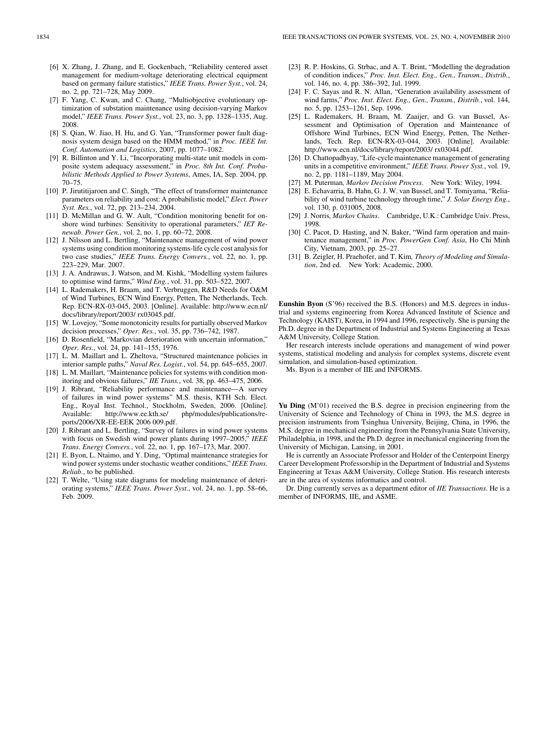[6] X. Zhang, J. Zhang, and E. Gockenbach, "Reliability centered asset management for medium-voltage deteriorating electrical equipment based on germany failure statistics," *IEEE Trans. Power Syst.*, vol. 24, no. 2, pp. 721–728, May 2009.

[7] F. Yang, C. Kwan, and C. Chang, "Multiobjective evolutionary optimization of substation maintenance using decision-varying Markov model," *IEEE Trans. Power Syst.*, vol. 23, no. 3, pp. 1328–1335, Aug. 2008.

[8] S. Qian, W. Jiao, H. Hu, and G. Yan, "Transformer power fault diagnosis system design based on the HMM method," in *Proc. IEEE Int. Conf. Automation and Logistics*, 2007, pp. 1077–1082.

[9] R. Billinton and Y. Li, "Incorporating multi-state unit models in composite system adequacy assessment," in *Proc. 8th Int. Conf. Probabilistic Methods Applied to Power Systems*, Ames, IA, Sep. 2004, pp. 70–75.

[10] P. Jirutitijaroen and C. Singh, "The effect of transformer maintenance parameters on reliability and cost: A probabilistic model," *Elect. Power Syst. Res.*, vol. 72, pp. 213–234, 2004.

[11] D. McMillan and G. W. Ault, "Condition monitoring benefit for onshore wind turbines: Sensitivity to operational parameters," *IET Renewab. Power Gen.*, vol. 2, no. 1, pp. 60–72, 2008.

[12] J. Nilsson and L. Bertling, "Maintenance management of wind power systems using condition monitoring systems-life cycle cost analysis for two case studies," *IEEE Trans. Energy Convers.*, vol. 22, no. 1, pp. 223–229, Mar. 2007.

[13] J. A. Andrawus, J. Watson, and M. Kishk, "Modelling system failures to optimise wind farms," *Wind Eng.*, vol. 31, pp. 503–522, 2007.

[14] L. Rademakers, H. Braam, and T. Verbruggen, R&D Needs for O&M of Wind Turbines, ECN Wind Energy, Petten, The Netherlands, Tech. Rep. ECN-RX-03-045, 2003. [Online]. Available: http://www.ecn.nl/docs/library/report/2003/ rx03045.pdf.

[15] W. Lovejoy, "Some monotonicity results for partially observed Markov decision processes," *Oper. Res.*, vol. 35, pp. 736–742, 1987.

[16] D. Rosenfield, "Markovian deterioration with uncertain information," *Oper. Res.*, vol. 24, pp. 141–155, 1976.

[17] L. M. Maillart and L. Zheltova, "Structured maintenance policies in interior sample paths," *Naval Res. Logist.*, vol. 54, pp. 645–655, 2007.

[18] L. M. Maillart, "Maintenance policies for systems with condition monitoring and obvious failures," *IIE Trans.*, vol. 38, pp. 463–475, 2006.

[19] J. Ribrant, "Reliability performance and maintenance—A survey of failures in wind power systems" M.S. thesis, KTH Sch. Elect. Eng., Royal Inst. Technol., Stockholm, Sweden, 2006. [Online]. Available: http://www.ee.kth.se/ php/modules/publications/reports/2006/XR-EE-EEK 2006 009.pdf.

[20] J. Ribrant and L. Bertling, "Survey of failures in wind power systems with focus on Swedish wind power plants during 1997–2005," *IEEE Trans. Energy Convers.*, vol. 22, no. 1, pp. 167–173, Mar. 2007.

[21] E. Byon, L. Ntaimo, and Y. Ding, "Optimal maintenance strategies for wind power systems under stochastic weather conditions," *IEEE Trans. Reliab.*, to be published.

[22] T. Welte, "Using state diagrams for modeling maintenance of deteriorating systems," *IEEE Trans. Power Syst.*, vol. 24, no. 1, pp. 58–66, Feb. 2009.

[23] R. P. Hoskins, G. Strbac, and A. T. Brint, "Modelling the degradation of condition indices," *Proc. Inst. Elect. Eng., Gen., Transm., Distrib.*, vol. 146, no. 4, pp. 386–392, Jul. 1999.

[24] F. C. Sayas and R. N. Allan, "Generation availability assessment of wind farms," *Proc. Inst. Elect. Eng., Gen., Transm., Distrib.*, vol. 144, no. 5, pp. 1253–1261, Sep. 1996.

[25] L. Rademakers, H. Braam, M. Zaaijer, and G. van Bussel, Assessment and Optimisation of Operation and Maintenance of Offshore Wind Turbines, ECN Wind Energy, Petten, The Netherlands, Tech. Rep. ECN-RX-03-044, 2003. [Online]. Available: http://www.ecn.nl/docs/library/report/2003/ rx03044.pdf.

[26] D. Chattopadhyay, "Life-cycle maintenance management of generating units in a competitive environment," *IEEE Trans. Power Syst.*, vol. 19, no. 2, pp. 1181–1189, May 2004.

[27] M. Puterman, *Markov Decision Process*. New York: Wiley, 1994.

[28] E. Echavarria, B. Hahn, G. J. W. van Bussel, and T. Tomiyama, "Reliability of wind turbine technology through time," *J. Solar Energy Eng.*, vol. 130, p. 031005, 2008.

[29] J. Norris, *Markov Chains*. Cambridge, U.K.: Cambridge Univ. Press, 1998.

[30] C. Pacot, D. Hasting, and N. Baker, "Wind farm operation and maintenance management," in *Proc. PowerGen Conf. Asia*, Ho Chi Minh City, Vietnam, 2003, pp. 25–27.

[31] B. Zeigler, H. Praehofer, and T. Kim, *Theory of Modeling and Simulation*, 2nd ed. New York: Academic, 2000.

**Eunshin Byon** (S'96) received the B.S. (Honors) and M.S. degrees in industrial and systems engineering from Korea Advanced Institute of Science and Technology (KAIST), Korea, in 1994 and 1996, respectively. She is pursing the Ph.D. degree in the Department of Industrial and Systems Engineering at Texas A&M University, College Station.

Her research interests include operations and management of wind power systems, statistical modeling and analysis for complex systems, discrete event simulation, and simulation-based optimization.

Ms. Byon is a member of IIE and INFORMS.

**Yu Ding** (M'01) received the B.S. degree in precision engineering from the University of Science and Technology of China in 1993, the M.S. degree in precision instruments from Tsinghua University, Beijing, China, in 1996, the M.S. degree in mechanical engineering from the Pennsylvania State University, Philadelphia, in 1998, and the Ph.D. degree in mechanical engineering from the University of Michigan, Lansing, in 2001.

He is currently an Associate Professor and Holder of the Centerpoint Energy Career Development Professorship in the Department of Industrial and Systems Engineering at Texas A&M University, College Station. His research interests are in the area of systems informatics and control.

Dr. Ding currently serves as a department editor of *IIE Transactions*. He is a member of INFORMS, IIE, and ASME.